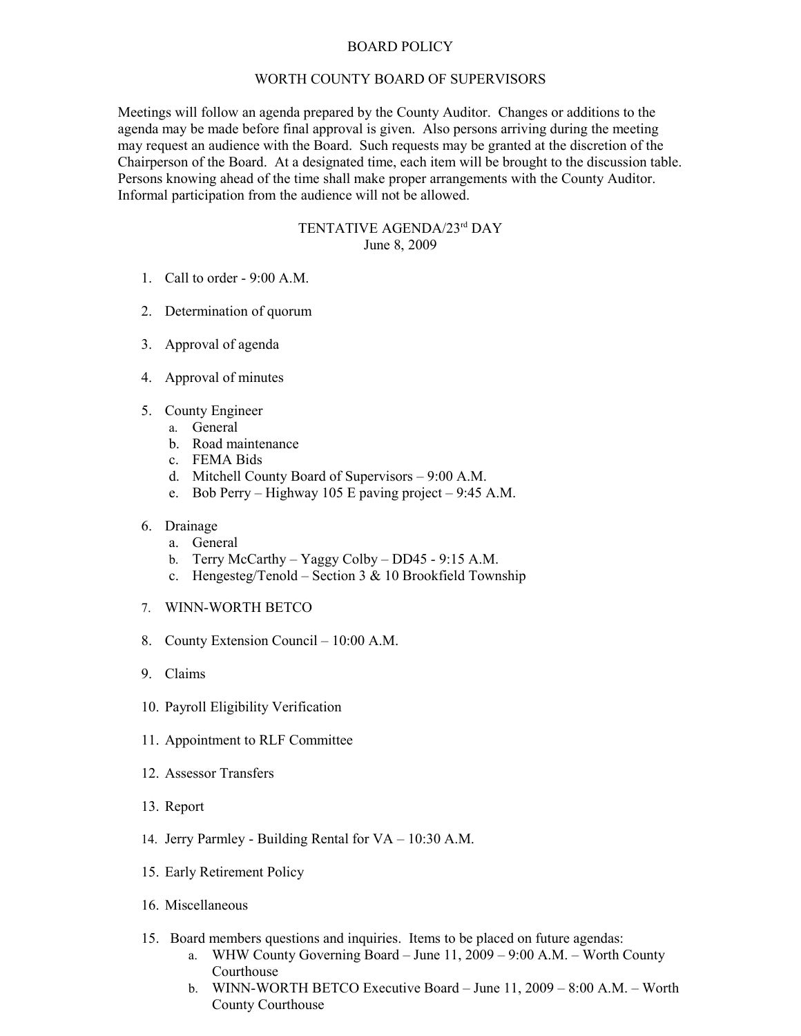# BOARD POLICY

## WORTH COUNTY BOARD OF SUPERVISORS

Meetings will follow an agenda prepared by the County Auditor. Changes or additions to the agenda may be made before final approval is given. Also persons arriving during the meeting may request an audience with the Board. Such requests may be granted at the discretion of the Chairperson of the Board. At a designated time, each item will be brought to the discussion table. Persons knowing ahead of the time shall make proper arrangements with the County Auditor. Informal participation from the audience will not be allowed.

## TENTATIVE AGENDA/23rd DAY
June 8, 2009

1. Call to order - 9:00 A.M.

2. Determination of quorum

3. Approval of agenda

4. Approval of minutes

5. County Engineer
   a. General
   b. Road maintenance
   c. FEMA Bids
   d. Mitchell County Board of Supervisors – 9:00 A.M.
   e. Bob Perry – Highway 105 E paving project – 9:45 A.M.

6. Drainage
   a. General
   b. Terry McCarthy – Yaggy Colby – DD45 - 9:15 A.M.
   c. Hengesteg/Tenold – Section 3 & 10 Brookfield Township

7. WINN-WORTH BETCO

8. County Extension Council – 10:00 A.M.

9. Claims

10. Payroll Eligibility Verification

11. Appointment to RLF Committee

12. Assessor Transfers

13. Report

14. Jerry Parmley - Building Rental for VA – 10:30 A.M.

15. Early Retirement Policy

16. Miscellaneous

15. Board members questions and inquiries. Items to be placed on future agendas:
    a. WHW County Governing Board – June 11, 2009 – 9:00 A.M. – Worth County Courthouse
    b. WINN-WORTH BETCO Executive Board – June 11, 2009 – 8:00 A.M. – Worth County Courthouse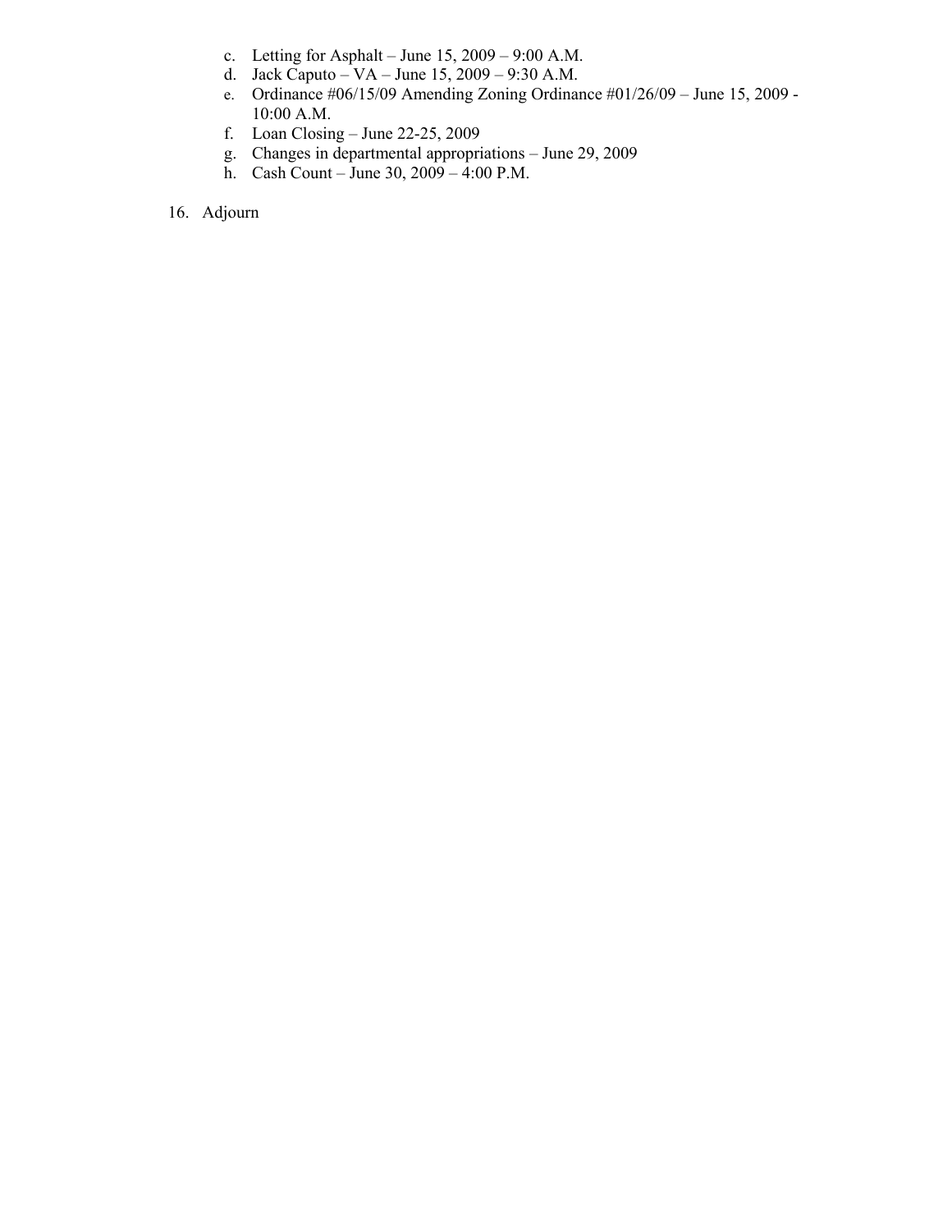c. Letting for Asphalt – June 15, 2009 – 9:00 A.M.
d. Jack Caputo – VA – June 15, 2009 – 9:30 A.M.
e. Ordinance #06/15/09 Amending Zoning Ordinance #01/26/09 – June 15, 2009 - 10:00 A.M.
f. Loan Closing – June 22-25, 2009
g. Changes in departmental appropriations – June 29, 2009
h. Cash Count – June 30, 2009 – 4:00 P.M.

16. Adjourn